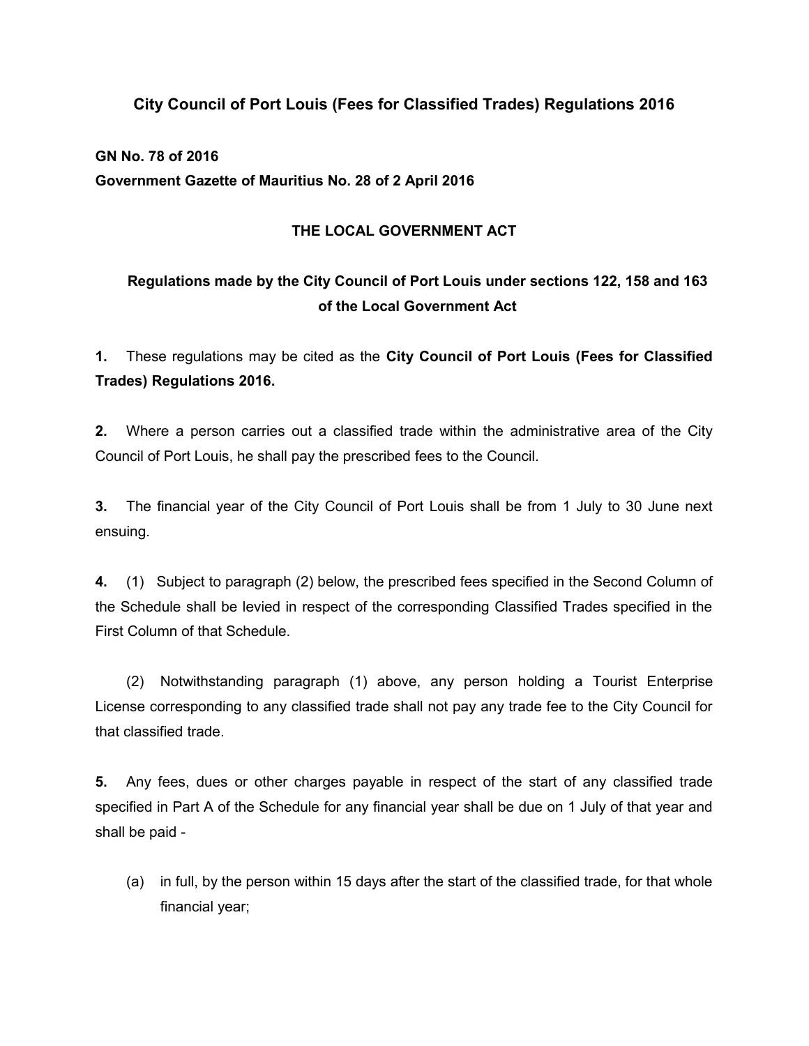# City Council of Port Louis (Fees for Classified Trades) Regulations 2016

**GN No. 78 of 2016**
**Government Gazette of Mauritius No. 28 of 2 April 2016**

## THE LOCAL GOVERNMENT ACT

### Regulations made by the City Council of Port Louis under sections 122, 158 and 163 of the Local Government Act

**1.** These regulations may be cited as the **City Council of Port Louis (Fees for Classified Trades) Regulations 2016.**

**2.** Where a person carries out a classified trade within the administrative area of the City Council of Port Louis, he shall pay the prescribed fees to the Council.

**3.** The financial year of the City Council of Port Louis shall be from 1 July to 30 June next ensuing.

**4.** (1) Subject to paragraph (2) below, the prescribed fees specified in the Second Column of the Schedule shall be levied in respect of the corresponding Classified Trades specified in the First Column of that Schedule.

(2) Notwithstanding paragraph (1) above, any person holding a Tourist Enterprise License corresponding to any classified trade shall not pay any trade fee to the City Council for that classified trade.

**5.** Any fees, dues or other charges payable in respect of the start of any classified trade specified in Part A of the Schedule for any financial year shall be due on 1 July of that year and shall be paid -

(a) in full, by the person within 15 days after the start of the classified trade, for that whole financial year;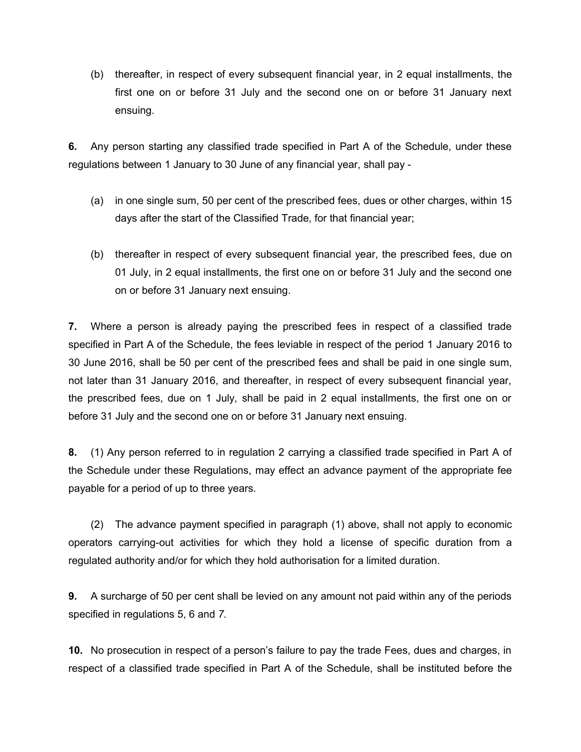(b) thereafter, in respect of every subsequent financial year, in 2 equal installments, the first one on or before 31 July and the second one on or before 31 January next ensuing.

**6.** Any person starting any classified trade specified in Part A of the Schedule, under these regulations between 1 January to 30 June of any financial year, shall pay -

(a) in one single sum, 50 per cent of the prescribed fees, dues or other charges, within 15 days after the start of the Classified Trade, for that financial year;

(b) thereafter in respect of every subsequent financial year, the prescribed fees, due on 01 July, in 2 equal installments, the first one on or before 31 July and the second one on or before 31 January next ensuing.

**7.** Where a person is already paying the prescribed fees in respect of a classified trade specified in Part A of the Schedule, the fees leviable in respect of the period 1 January 2016 to 30 June 2016, shall be 50 per cent of the prescribed fees and shall be paid in one single sum, not later than 31 January 2016, and thereafter, in respect of every subsequent financial year, the prescribed fees, due on 1 July, shall be paid in 2 equal installments, the first one on or before 31 July and the second one on or before 31 January next ensuing.

**8.** (1) Any person referred to in regulation 2 carrying a classified trade specified in Part A of the Schedule under these Regulations, may effect an advance payment of the appropriate fee payable for a period of up to three years.

(2) The advance payment specified in paragraph (1) above, shall not apply to economic operators carrying-out activities for which they hold a license of specific duration from a regulated authority and/or for which they hold authorisation for a limited duration.

**9.** A surcharge of 50 per cent shall be levied on any amount not paid within any of the periods specified in regulations 5, 6 and *7.*

**10.** No prosecution in respect of a person's failure to pay the trade Fees, dues and charges, in respect of a classified trade specified in Part A of the Schedule, shall be instituted before the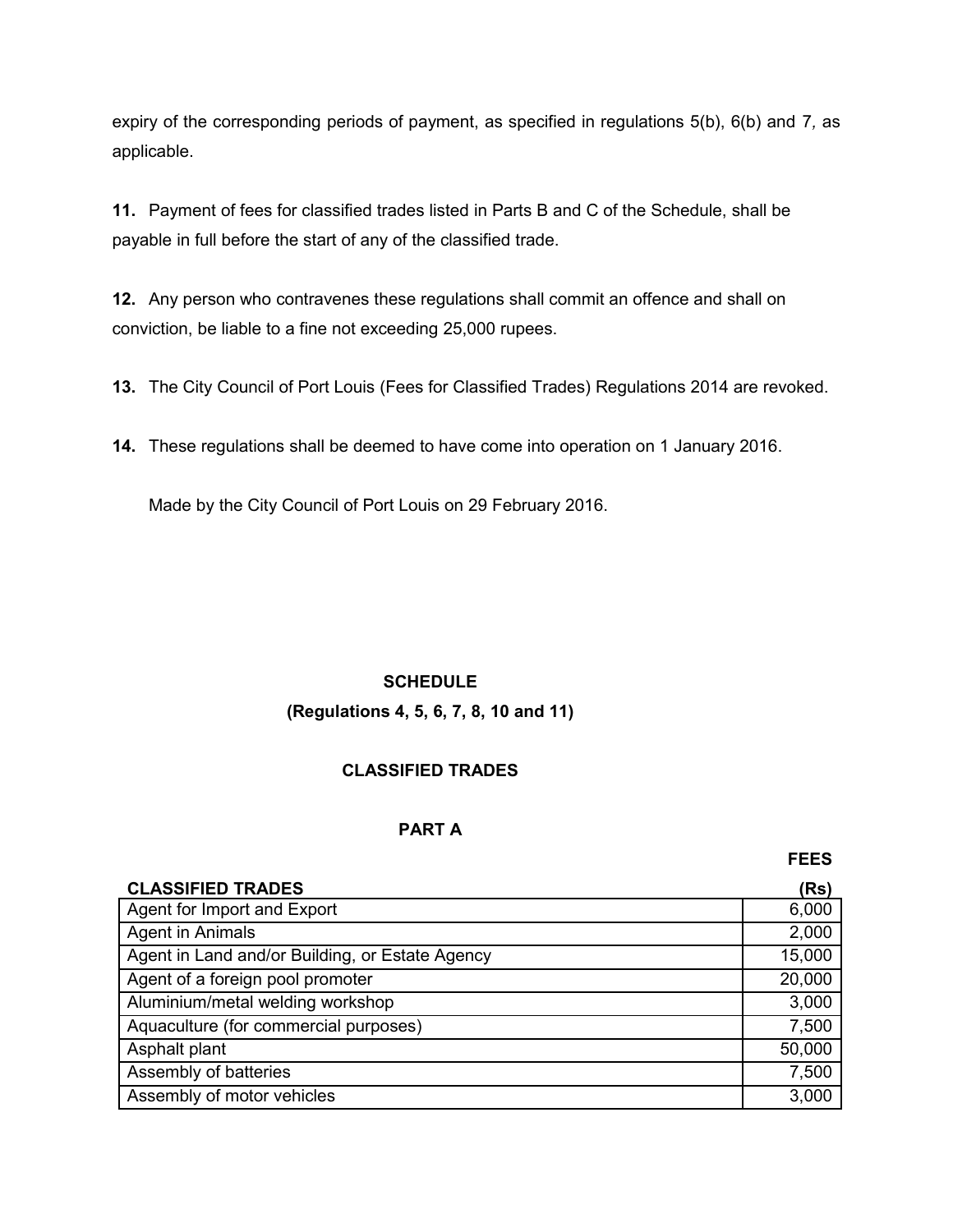expiry of the corresponding periods of payment, as specified in regulations 5(b), 6(b) and 7, as applicable.

**11.** Payment of fees for classified trades listed in Parts B and C of the Schedule, shall be payable in full before the start of any of the classified trade.

**12.** Any person who contravenes these regulations shall commit an offence and shall on conviction, be liable to a fine not exceeding 25,000 rupees.

**13.** The City Council of Port Louis (Fees for Classified Trades) Regulations 2014 are revoked.

**14.** These regulations shall be deemed to have come into operation on 1 January 2016.

Made by the City Council of Port Louis on 29 February 2016.

## SCHEDULE

**(Regulations 4, 5, 6, 7, 8, 10 and 11)**

### CLASSIFIED TRADES

### PART A

| CLASSIFIED TRADES | FEES (Rs) |
|---|---|
| Agent for Import and Export | 6,000 |
| Agent in Animals | 2,000 |
| Agent in Land and/or Building, or Estate Agency | 15,000 |
| Agent of a foreign pool promoter | 20,000 |
| Aluminium/metal welding workshop | 3,000 |
| Aquaculture (for commercial purposes) | 7,500 |
| Asphalt plant | 50,000 |
| Assembly of batteries | 7,500 |
| Assembly of motor vehicles | 3,000 |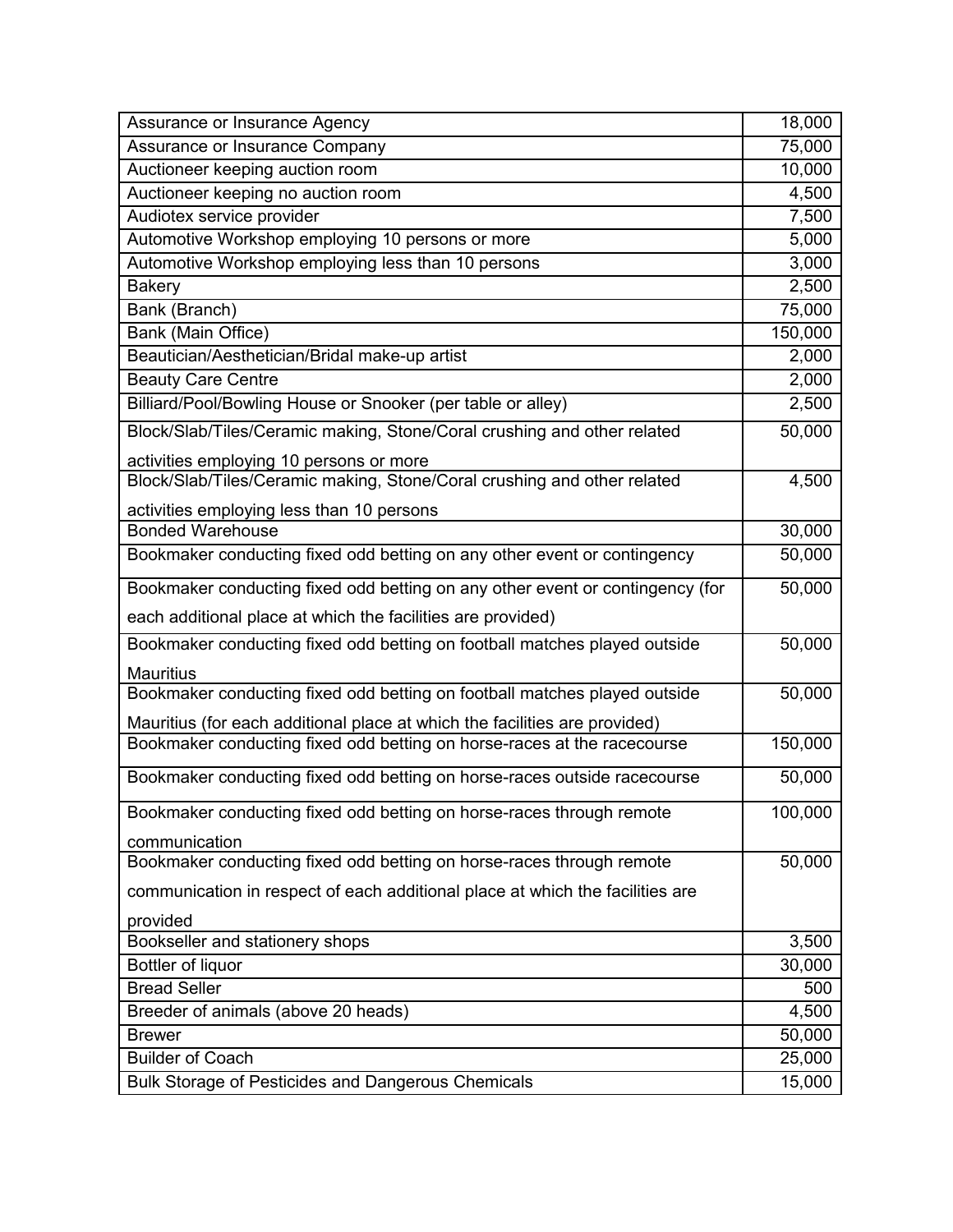| | |
|---|---|
| Assurance or Insurance Agency | 18,000 |
| Assurance or Insurance Company | 75,000 |
| Auctioneer keeping auction room | 10,000 |
| Auctioneer keeping no auction room | 4,500 |
| Audiotex service provider | 7,500 |
| Automotive Workshop employing 10 persons or more | 5,000 |
| Automotive Workshop employing less than 10 persons | 3,000 |
| Bakery | 2,500 |
| Bank (Branch) | 75,000 |
| Bank (Main Office) | 150,000 |
| Beautician/Aesthetician/Bridal make-up artist | 2,000 |
| Beauty Care Centre | 2,000 |
| Billiard/Pool/Bowling House or Snooker (per table or alley) | 2,500 |
| Block/Slab/Tiles/Ceramic making, Stone/Coral crushing and other related activities employing 10 persons or more | 50,000 |
| Block/Slab/Tiles/Ceramic making, Stone/Coral crushing and other related activities employing less than 10 persons | 4,500 |
| Bonded Warehouse | 30,000 |
| Bookmaker conducting fixed odd betting on any other event or contingency | 50,000 |
| Bookmaker conducting fixed odd betting on any other event or contingency (for each additional place at which the facilities are provided) | 50,000 |
| Bookmaker conducting fixed odd betting on football matches played outside Mauritius | 50,000 |
| Bookmaker conducting fixed odd betting on football matches played outside Mauritius (for each additional place at which the facilities are provided) | 50,000 |
| Bookmaker conducting fixed odd betting on horse-races at the racecourse | 150,000 |
| Bookmaker conducting fixed odd betting on horse-races outside racecourse | 50,000 |
| Bookmaker conducting fixed odd betting on horse-races through remote communication | 100,000 |
| Bookmaker conducting fixed odd betting on horse-races through remote communication in respect of each additional place at which the facilities are provided | 50,000 |
| Bookseller and stationery shops | 3,500 |
| Bottler of liquor | 30,000 |
| Bread Seller | 500 |
| Breeder of animals (above 20 heads) | 4,500 |
| Brewer | 50,000 |
| Builder of Coach | 25,000 |
| Bulk Storage of Pesticides and Dangerous Chemicals | 15,000 |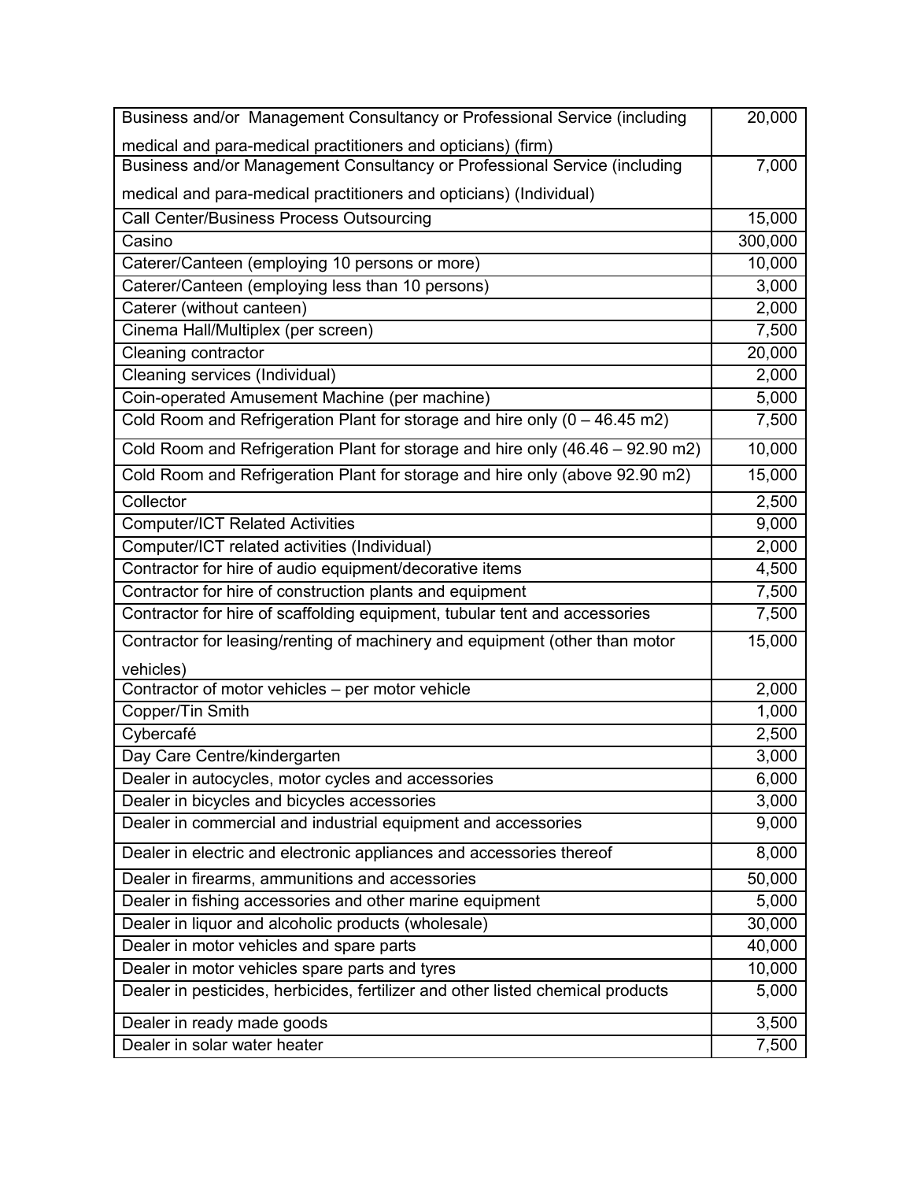| | |
|---|---|
| Business and/or Management Consultancy or Professional Service (including medical and para-medical practitioners and opticians) (firm) | 20,000 |
| Business and/or Management Consultancy or Professional Service (including medical and para-medical practitioners and opticians) (Individual) | 7,000 |
| Call Center/Business Process Outsourcing | 15,000 |
| Casino | 300,000 |
| Caterer/Canteen (employing 10 persons or more) | 10,000 |
| Caterer/Canteen (employing less than 10 persons) | 3,000 |
| Caterer (without canteen) | 2,000 |
| Cinema Hall/Multiplex (per screen) | 7,500 |
| Cleaning contractor | 20,000 |
| Cleaning services (Individual) | 2,000 |
| Coin-operated Amusement Machine (per machine) | 5,000 |
| Cold Room and Refrigeration Plant for storage and hire only (0 – 46.45 m2) | 7,500 |
| Cold Room and Refrigeration Plant for storage and hire only (46.46 – 92.90 m2) | 10,000 |
| Cold Room and Refrigeration Plant for storage and hire only (above 92.90 m2) | 15,000 |
| Collector | 2,500 |
| Computer/ICT Related Activities | 9,000 |
| Computer/ICT related activities (Individual) | 2,000 |
| Contractor for hire of audio equipment/decorative items | 4,500 |
| Contractor for hire of construction plants and equipment | 7,500 |
| Contractor for hire of scaffolding equipment, tubular tent and accessories | 7,500 |
| Contractor for leasing/renting of machinery and equipment (other than motor vehicles) | 15,000 |
| Contractor of motor vehicles – per motor vehicle | 2,000 |
| Copper/Tin Smith | 1,000 |
| Cybercafé | 2,500 |
| Day Care Centre/kindergarten | 3,000 |
| Dealer in autocycles, motor cycles and accessories | 6,000 |
| Dealer in bicycles and bicycles accessories | 3,000 |
| Dealer in commercial and industrial equipment and accessories | 9,000 |
| Dealer in electric and electronic appliances and accessories thereof | 8,000 |
| Dealer in firearms, ammunitions and accessories | 50,000 |
| Dealer in fishing accessories and other marine equipment | 5,000 |
| Dealer in liquor and alcoholic products (wholesale) | 30,000 |
| Dealer in motor vehicles and spare parts | 40,000 |
| Dealer in motor vehicles spare parts and tyres | 10,000 |
| Dealer in pesticides, herbicides, fertilizer and other listed chemical products | 5,000 |
| Dealer in ready made goods | 3,500 |
| Dealer in solar water heater | 7,500 |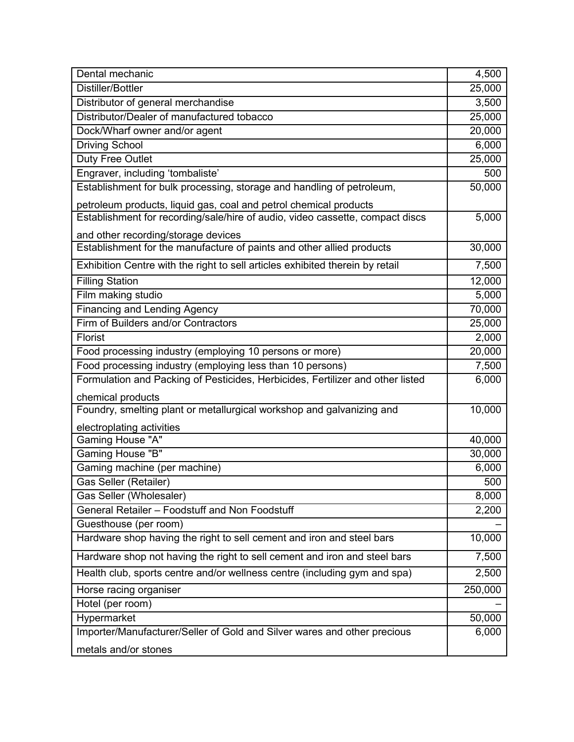| | |
|---|---|
| Dental mechanic | 4,500 |
| Distiller/Bottler | 25,000 |
| Distributor of general merchandise | 3,500 |
| Distributor/Dealer of manufactured tobacco | 25,000 |
| Dock/Wharf owner and/or agent | 20,000 |
| Driving School | 6,000 |
| Duty Free Outlet | 25,000 |
| Engraver, including 'tombaliste' | 500 |
| Establishment for bulk processing, storage and handling of petroleum, petroleum products, liquid gas, coal and petrol chemical products | 50,000 |
| Establishment for recording/sale/hire of audio, video cassette, compact discs and other recording/storage devices | 5,000 |
| Establishment for the manufacture of paints and other allied products | 30,000 |
| Exhibition Centre with the right to sell articles exhibited therein by retail | 7,500 |
| Filling Station | 12,000 |
| Film making studio | 5,000 |
| Financing and Lending Agency | 70,000 |
| Firm of Builders and/or Contractors | 25,000 |
| Florist | 2,000 |
| Food processing industry (employing 10 persons or more) | 20,000 |
| Food processing industry (employing less than 10 persons) | 7,500 |
| Formulation and Packing of Pesticides, Herbicides, Fertilizer and other listed chemical products | 6,000 |
| Foundry, smelting plant or metallurgical workshop and galvanizing and electroplating activities | 10,000 |
| Gaming House "A" | 40,000 |
| Gaming House "B" | 30,000 |
| Gaming machine (per machine) | 6,000 |
| Gas Seller (Retailer) | 500 |
| Gas Seller (Wholesaler) | 8,000 |
| General Retailer – Foodstuff and Non Foodstuff | 2,200 |
| Guesthouse (per room) | – |
| Hardware shop having the right to sell cement and iron and steel bars | 10,000 |
| Hardware shop not having the right to sell cement and iron and steel bars | 7,500 |
| Health club, sports centre and/or wellness centre (including gym and spa) | 2,500 |
| Horse racing organiser | 250,000 |
| Hotel (per room) | – |
| Hypermarket | 50,000 |
| Importer/Manufacturer/Seller of Gold and Silver wares and other precious metals and/or stones | 6,000 |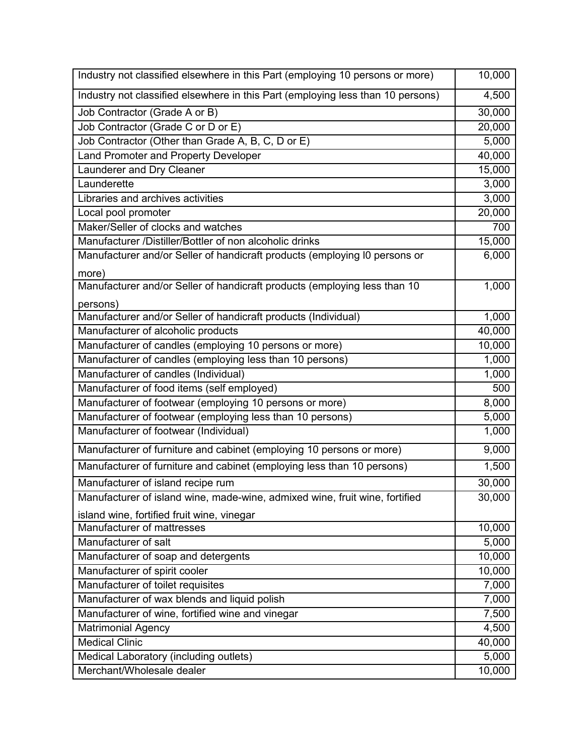| | |
|---|---|
| Industry not classified elsewhere in this Part (employing 10 persons or more) | 10,000 |
| Industry not classified elsewhere in this Part (employing less than 10 persons) | 4,500 |
| Job Contractor (Grade A or B) | 30,000 |
| Job Contractor (Grade C or D or E) | 20,000 |
| Job Contractor (Other than Grade A, B, C, D or E) | 5,000 |
| Land Promoter and Property Developer | 40,000 |
| Launderer and Dry Cleaner | 15,000 |
| Launderette | 3,000 |
| Libraries and archives activities | 3,000 |
| Local pool promoter | 20,000 |
| Maker/Seller of clocks and watches | 700 |
| Manufacturer /Distiller/Bottler of non alcoholic drinks | 15,000 |
| Manufacturer and/or Seller of handicraft products (employing l0 persons or more) | 6,000 |
| Manufacturer and/or Seller of handicraft products (employing less than 10 persons) | 1,000 |
| Manufacturer and/or Seller of handicraft products (Individual) | 1,000 |
| Manufacturer of alcoholic products | 40,000 |
| Manufacturer of candles (employing 10 persons or more) | 10,000 |
| Manufacturer of candles (employing less than 10 persons) | 1,000 |
| Manufacturer of candles (Individual) | 1,000 |
| Manufacturer of food items (self employed) | 500 |
| Manufacturer of footwear (employing 10 persons or more) | 8,000 |
| Manufacturer of footwear (employing less than 10 persons) | 5,000 |
| Manufacturer of footwear (Individual) | 1,000 |
| Manufacturer of furniture and cabinet (employing 10 persons or more) | 9,000 |
| Manufacturer of furniture and cabinet (employing less than 10 persons) | 1,500 |
| Manufacturer of island recipe rum | 30,000 |
| Manufacturer of island wine, made-wine, admixed wine, fruit wine, fortified island wine, fortified fruit wine, vinegar | 30,000 |
| Manufacturer of mattresses | 10,000 |
| Manufacturer of salt | 5,000 |
| Manufacturer of soap and detergents | 10,000 |
| Manufacturer of spirit cooler | 10,000 |
| Manufacturer of toilet requisites | 7,000 |
| Manufacturer of wax blends and liquid polish | 7,000 |
| Manufacturer of wine, fortified wine and vinegar | 7,500 |
| Matrimonial Agency | 4,500 |
| Medical Clinic | 40,000 |
| Medical Laboratory (including outlets) | 5,000 |
| Merchant/Wholesale dealer | 10,000 |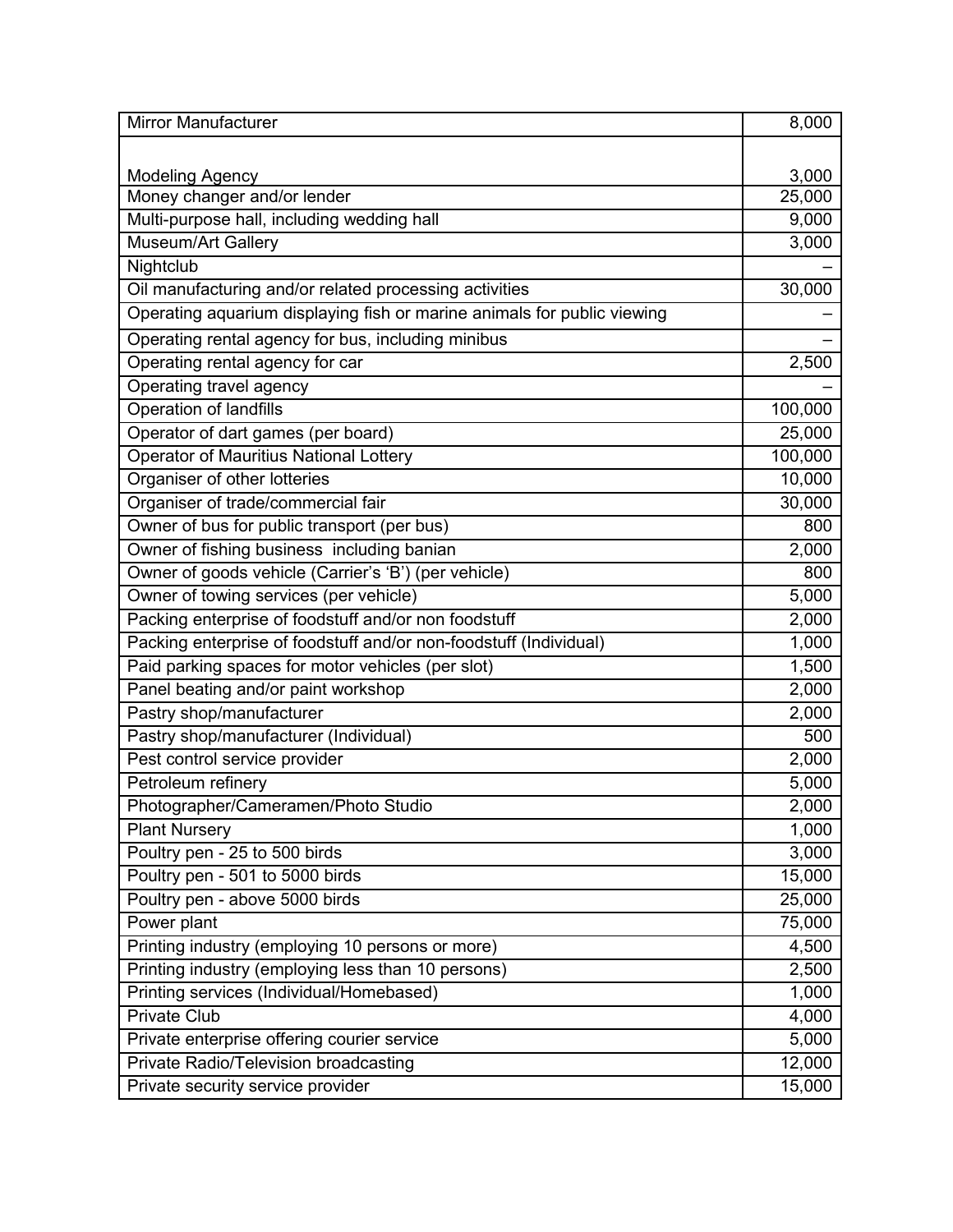| Mirror Manufacturer | 8,000 |
|---|---|
| Modeling Agency | 3,000 |
| Money changer and/or lender | 25,000 |
| Multi-purpose hall, including wedding hall | 9,000 |
| Museum/Art Gallery | 3,000 |
| Nightclub | – |
| Oil manufacturing and/or related processing activities | 30,000 |
| Operating aquarium displaying fish or marine animals for public viewing | – |
| Operating rental agency for bus, including minibus | – |
| Operating rental agency for car | 2,500 |
| Operating travel agency | – |
| Operation of landfills | 100,000 |
| Operator of dart games (per board) | 25,000 |
| Operator of Mauritius National Lottery | 100,000 |
| Organiser of other lotteries | 10,000 |
| Organiser of trade/commercial fair | 30,000 |
| Owner of bus for public transport (per bus) | 800 |
| Owner of fishing business including banian | 2,000 |
| Owner of goods vehicle (Carrier's 'B') (per vehicle) | 800 |
| Owner of towing services (per vehicle) | 5,000 |
| Packing enterprise of foodstuff and/or non foodstuff | 2,000 |
| Packing enterprise of foodstuff and/or non-foodstuff (Individual) | 1,000 |
| Paid parking spaces for motor vehicles (per slot) | 1,500 |
| Panel beating and/or paint workshop | 2,000 |
| Pastry shop/manufacturer | 2,000 |
| Pastry shop/manufacturer (Individual) | 500 |
| Pest control service provider | 2,000 |
| Petroleum refinery | 5,000 |
| Photographer/Cameramen/Photo Studio | 2,000 |
| Plant Nursery | 1,000 |
| Poultry pen - 25 to 500 birds | 3,000 |
| Poultry pen - 501 to 5000 birds | 15,000 |
| Poultry pen - above 5000 birds | 25,000 |
| Power plant | 75,000 |
| Printing industry (employing 10 persons or more) | 4,500 |
| Printing industry (employing less than 10 persons) | 2,500 |
| Printing services (Individual/Homebased) | 1,000 |
| Private Club | 4,000 |
| Private enterprise offering courier service | 5,000 |
| Private Radio/Television broadcasting | 12,000 |
| Private security service provider | 15,000 |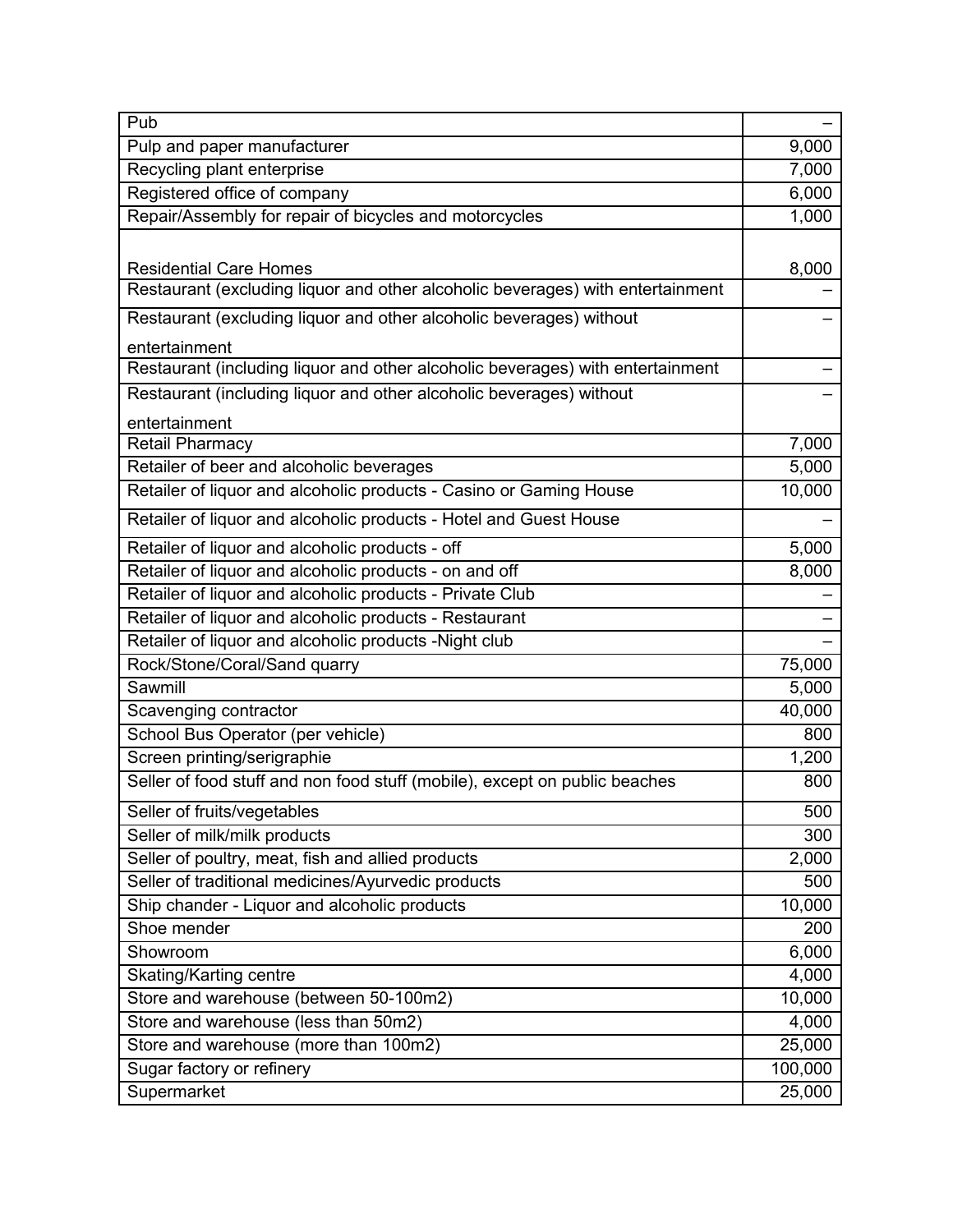| | |
|---|---|
| Pub | – |
| Pulp and paper manufacturer | 9,000 |
| Recycling plant enterprise | 7,000 |
| Registered office of company | 6,000 |
| Repair/Assembly for repair of bicycles and motorcycles | 1,000 |
| Residential Care Homes | 8,000 |
| Restaurant (excluding liquor and other alcoholic beverages) with entertainment | – |
| Restaurant (excluding liquor and other alcoholic beverages) without entertainment | – |
| Restaurant (including liquor and other alcoholic beverages) with entertainment | – |
| Restaurant (including liquor and other alcoholic beverages) without entertainment | – |
| Retail Pharmacy | 7,000 |
| Retailer of beer and alcoholic beverages | 5,000 |
| Retailer of liquor and alcoholic products - Casino or Gaming House | 10,000 |
| Retailer of liquor and alcoholic products - Hotel and Guest House | – |
| Retailer of liquor and alcoholic products - off | 5,000 |
| Retailer of liquor and alcoholic products - on and off | 8,000 |
| Retailer of liquor and alcoholic products - Private Club | – |
| Retailer of liquor and alcoholic products - Restaurant | – |
| Retailer of liquor and alcoholic products -Night club | – |
| Rock/Stone/Coral/Sand quarry | 75,000 |
| Sawmill | 5,000 |
| Scavenging contractor | 40,000 |
| School Bus Operator (per vehicle) | 800 |
| Screen printing/serigraphie | 1,200 |
| Seller of food stuff and non food stuff (mobile), except on public beaches | 800 |
| Seller of fruits/vegetables | 500 |
| Seller of milk/milk products | 300 |
| Seller of poultry, meat, fish and allied products | 2,000 |
| Seller of traditional medicines/Ayurvedic products | 500 |
| Ship chander - Liquor and alcoholic products | 10,000 |
| Shoe mender | 200 |
| Showroom | 6,000 |
| Skating/Karting centre | 4,000 |
| Store and warehouse (between 50-100m2) | 10,000 |
| Store and warehouse (less than 50m2) | 4,000 |
| Store and warehouse (more than 100m2) | 25,000 |
| Sugar factory or refinery | 100,000 |
| Supermarket | 25,000 |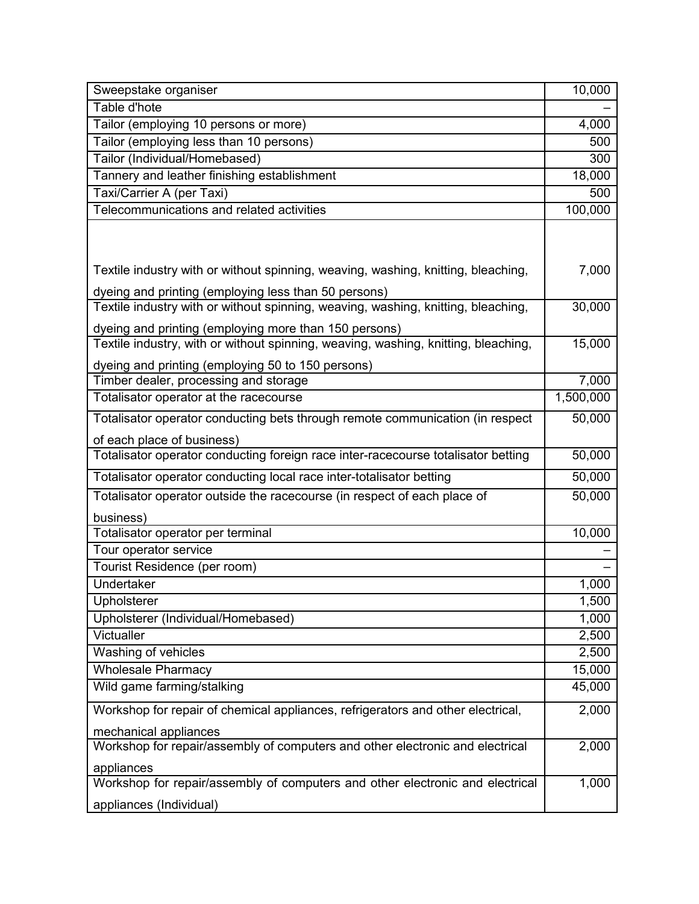| | |
|---|---|
| Sweepstake organiser | 10,000 |
| Table d'hote | – |
| Tailor (employing 10 persons or more) | 4,000 |
| Tailor (employing less than 10 persons) | 500 |
| Tailor (Individual/Homebased) | 300 |
| Tannery and leather finishing establishment | 18,000 |
| Taxi/Carrier A (per Taxi) | 500 |
| Telecommunications and related activities | 100,000 |
| Textile industry with or without spinning, weaving, washing, knitting, bleaching, dyeing and printing (employing less than 50 persons) | 7,000 |
| Textile industry with or without spinning, weaving, washing, knitting, bleaching, dyeing and printing (employing more than 150 persons) | 30,000 |
| Textile industry, with or without spinning, weaving, washing, knitting, bleaching, dyeing and printing (employing 50 to 150 persons) | 15,000 |
| Timber dealer, processing and storage | 7,000 |
| Totalisator operator at the racecourse | 1,500,000 |
| Totalisator operator conducting bets through remote communication (in respect of each place of business) | 50,000 |
| Totalisator operator conducting foreign race inter-racecourse totalisator betting | 50,000 |
| Totalisator operator conducting local race inter-totalisator betting | 50,000 |
| Totalisator operator outside the racecourse (in respect of each place of business) | 50,000 |
| Totalisator operator per terminal | 10,000 |
| Tour operator service | – |
| Tourist Residence (per room) | – |
| Undertaker | 1,000 |
| Upholsterer | 1,500 |
| Upholsterer (Individual/Homebased) | 1,000 |
| Victualler | 2,500 |
| Washing of vehicles | 2,500 |
| Wholesale Pharmacy | 15,000 |
| Wild game farming/stalking | 45,000 |
| Workshop for repair of chemical appliances, refrigerators and other electrical, mechanical appliances | 2,000 |
| Workshop for repair/assembly of computers and other electronic and electrical appliances | 2,000 |
| Workshop for repair/assembly of computers and other electronic and electrical appliances (Individual) | 1,000 |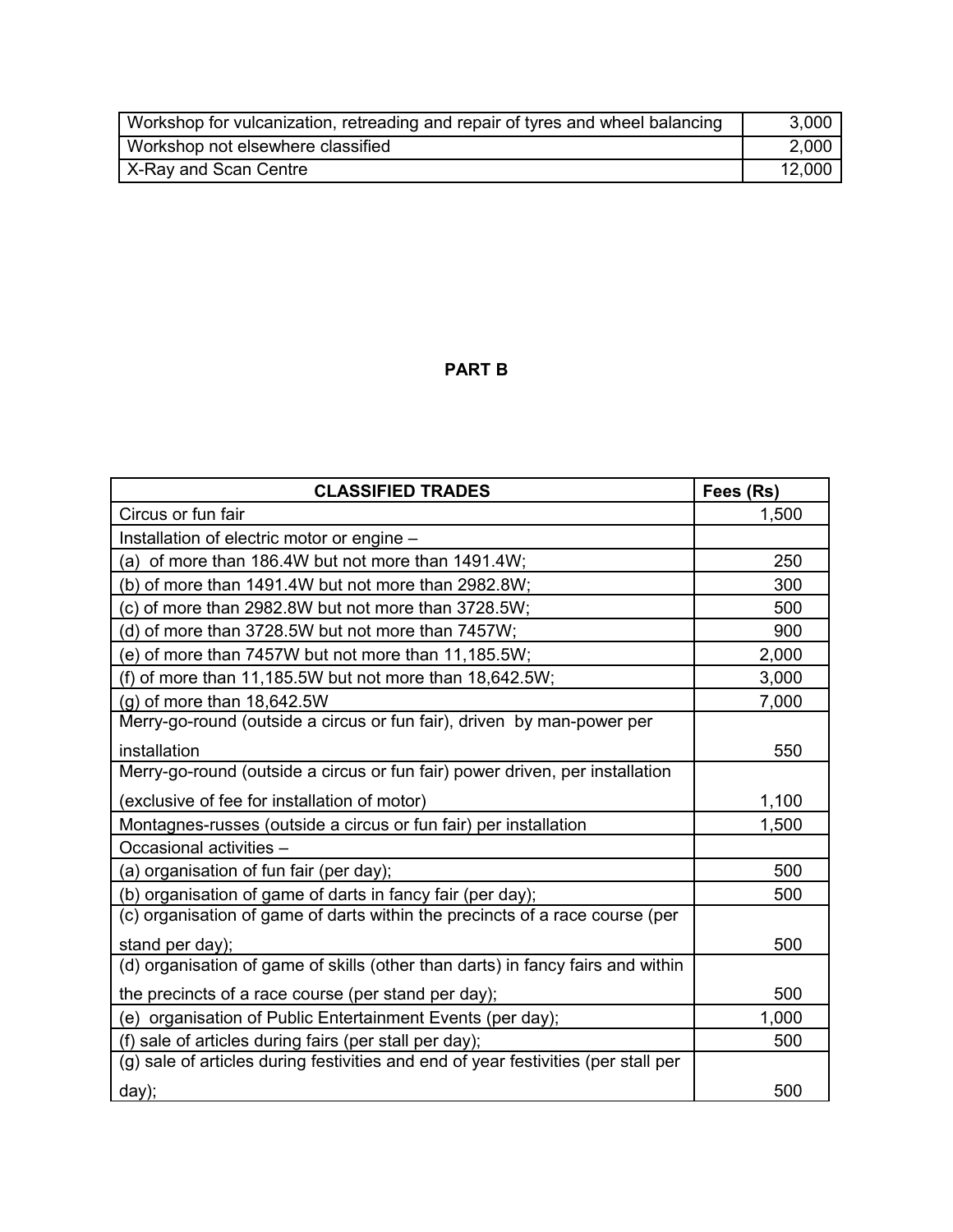| Workshop for vulcanization, retreading and repair of tyres and wheel balancing | 3,000 |
|---|---|
| Workshop not elsewhere classified | 2,000 |
| X-Ray and Scan Centre | 12,000 |

**PART B**

| CLASSIFIED TRADES | Fees (Rs) |
|---|---|
| Circus or fun fair | 1,500 |
| Installation of electric motor or engine – | |
| (a) of more than 186.4W but not more than 1491.4W; | 250 |
| (b) of more than 1491.4W but not more than 2982.8W; | 300 |
| (c) of more than 2982.8W but not more than 3728.5W; | 500 |
| (d) of more than 3728.5W but not more than 7457W; | 900 |
| (e) of more than 7457W but not more than 11,185.5W; | 2,000 |
| (f) of more than 11,185.5W but not more than 18,642.5W; | 3,000 |
| (g) of more than 18,642.5W | 7,000 |
| Merry-go-round (outside a circus or fun fair), driven by man-power per installation | 550 |
| Merry-go-round (outside a circus or fun fair) power driven, per installation (exclusive of fee for installation of motor) | 1,100 |
| Montagnes-russes (outside a circus or fun fair) per installation | 1,500 |
| Occasional activities – | |
| (a) organisation of fun fair (per day); | 500 |
| (b) organisation of game of darts in fancy fair (per day); | 500 |
| (c) organisation of game of darts within the precincts of a race course (per stand per day); | 500 |
| (d) organisation of game of skills (other than darts) in fancy fairs and within the precincts of a race course (per stand per day); | 500 |
| (e) organisation of Public Entertainment Events (per day); | 1,000 |
| (f) sale of articles during fairs (per stall per day); | 500 |
| (g) sale of articles during festivities and end of year festivities (per stall per day); | 500 |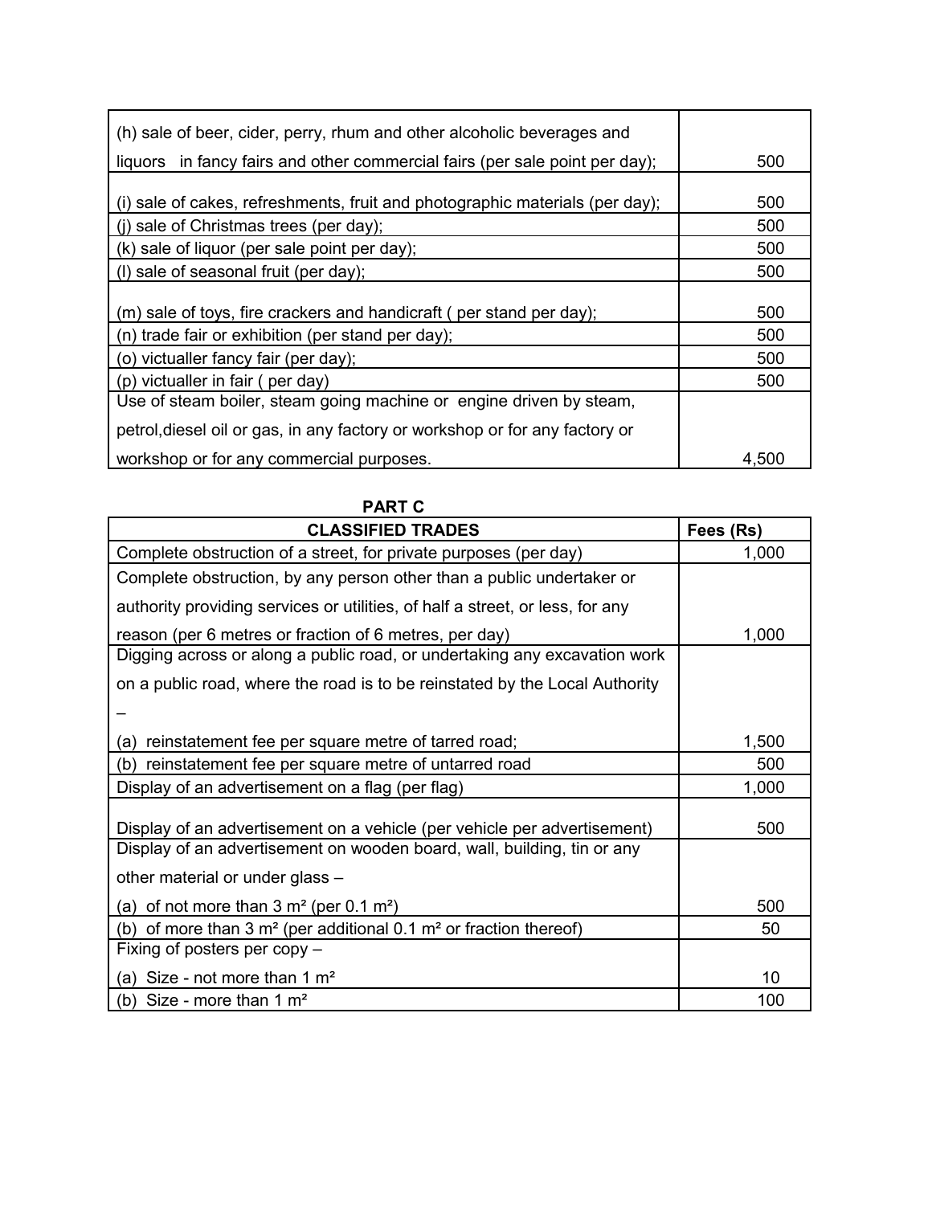| | |
|---|---|
| (h) sale of beer, cider, perry, rhum and other alcoholic beverages and liquors in fancy fairs and other commercial fairs (per sale point per day); | 500 |
| (i) sale of cakes, refreshments, fruit and photographic materials (per day); | 500 |
| (j) sale of Christmas trees (per day); | 500 |
| (k) sale of liquor (per sale point per day); | 500 |
| (l) sale of seasonal fruit (per day); | 500 |
| (m) sale of toys, fire crackers and handicraft ( per stand per day); | 500 |
| (n) trade fair or exhibition (per stand per day); | 500 |
| (o) victualler fancy fair (per day); | 500 |
| (p) victualler in fair ( per day) | 500 |
| Use of steam boiler, steam going machine or engine driven by steam, petrol,diesel oil or gas, in any factory or workshop or for any factory or workshop or for any commercial purposes. | 4,500 |

**PART C**

| CLASSIFIED TRADES | Fees (Rs) |
|---|---|
| Complete obstruction of a street, for private purposes (per day) | 1,000 |
| Complete obstruction, by any person other than a public undertaker or authority providing services or utilities, of half a street, or less, for any reason (per 6 metres or fraction of 6 metres, per day) | 1,000 |
| Digging across or along a public road, or undertaking any excavation work on a public road, where the road is to be reinstated by the Local Authority – (a) reinstatement fee per square metre of tarred road; | 1,500 |
| (b) reinstatement fee per square metre of untarred road | 500 |
| Display of an advertisement on a flag (per flag) | 1,000 |
| Display of an advertisement on a vehicle (per vehicle per advertisement) | 500 |
| Display of an advertisement on wooden board, wall, building, tin or any other material or under glass – (a) of not more than 3 m² (per 0.1 m²) | 500 |
| (b) of more than 3 m² (per additional 0.1 m² or fraction thereof) | 50 |
| Fixing of posters per copy – (a) Size - not more than 1 m² | 10 |
| (b) Size - more than 1 m² | 100 |